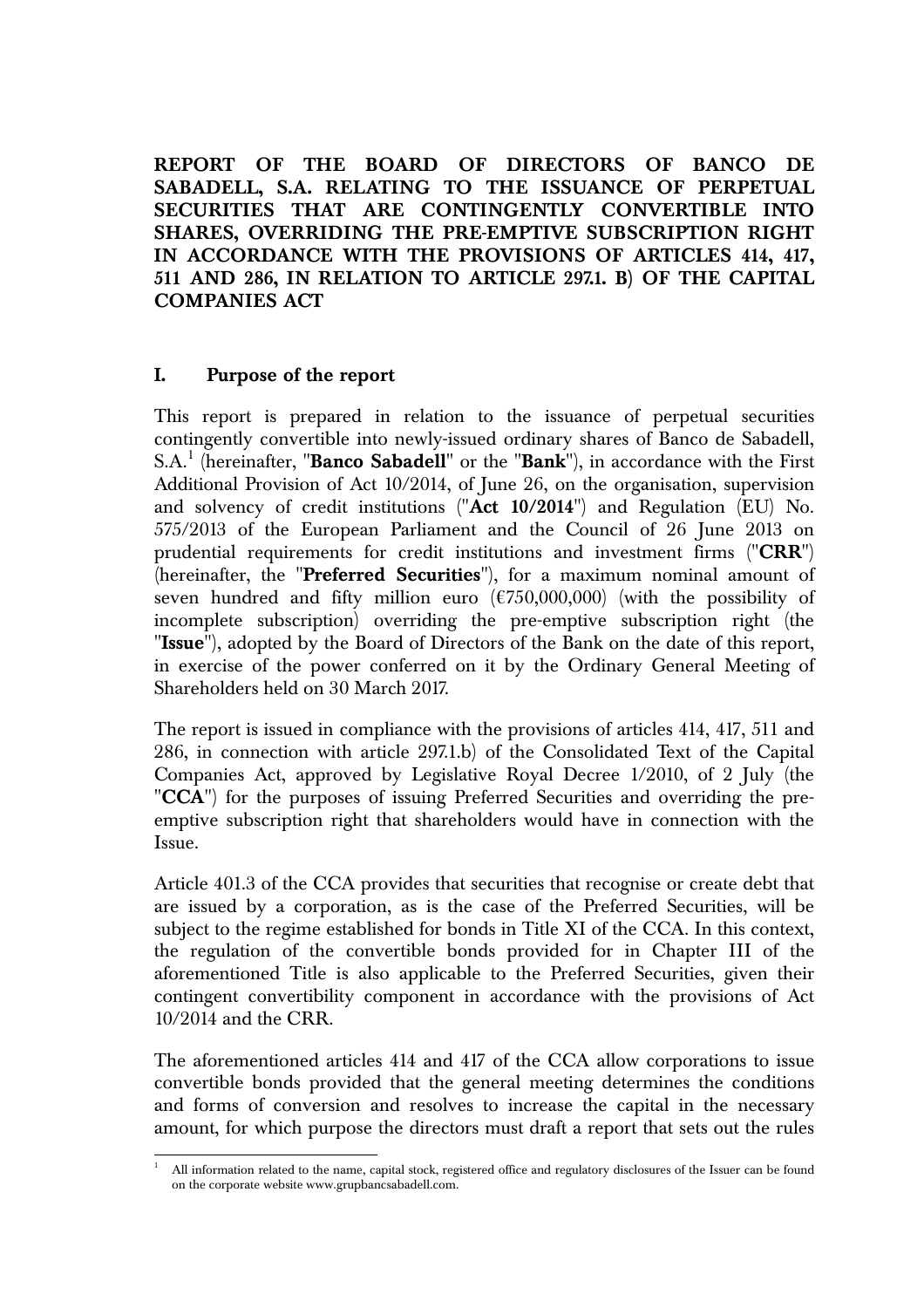# REPORT OF THE BOARD OF DIRECTORS OF BANCO DE SABADELL, S.A. RELATING TO THE ISSUANCE OF PERPETUAL SECURITIES THAT ARE CONTINGENTLY CONVERTIBLE INTO SHARES, OVERRIDING THE PRE-EMPTIVE SUBSCRIPTION RIGHT IN ACCORDANCE WITH THE PROVISIONS OF ARTICLES 414, 417, 511 AND 286, IN RELATION TO ARTICLE 297.1. B) OF THE CAPITAL COMPANIES ACT

## I. Purpose of the report

This report is prepared in relation to the issuance of perpetual securities contingently convertible into newly-issued ordinary shares of Banco de Sabadell, S.A.[1] (hereinafter, "**Banco Sabadell**" or the "**Bank**"), in accordance with the First Additional Provision of Act 10/2014, of June 26, on the organisation, supervision and solvency of credit institutions ("**Act 10/2014**") and Regulation (EU) No. 575/2013 of the European Parliament and the Council of 26 June 2013 on prudential requirements for credit institutions and investment firms ("**CRR**") (hereinafter, the "**Preferred Securities**"), for a maximum nominal amount of seven hundred and fifty million euro (€750,000,000) (with the possibility of incomplete subscription) overriding the pre-emptive subscription right (the "**Issue**"), adopted by the Board of Directors of the Bank on the date of this report, in exercise of the power conferred on it by the Ordinary General Meeting of Shareholders held on 30 March 2017.

The report is issued in compliance with the provisions of articles 414, 417, 511 and 286, in connection with article 297.1.b) of the Consolidated Text of the Capital Companies Act, approved by Legislative Royal Decree 1/2010, of 2 July (the "**CCA**") for the purposes of issuing Preferred Securities and overriding the pre-emptive subscription right that shareholders would have in connection with the Issue.

Article 401.3 of the CCA provides that securities that recognise or create debt that are issued by a corporation, as is the case of the Preferred Securities, will be subject to the regime established for bonds in Title XI of the CCA. In this context, the regulation of the convertible bonds provided for in Chapter III of the aforementioned Title is also applicable to the Preferred Securities, given their contingent convertibility component in accordance with the provisions of Act 10/2014 and the CRR.

The aforementioned articles 414 and 417 of the CCA allow corporations to issue convertible bonds provided that the general meeting determines the conditions and forms of conversion and resolves to increase the capital in the necessary amount, for which purpose the directors must draft a report that sets out the rules

---

[1] All information related to the name, capital stock, registered office and regulatory disclosures of the Issuer can be found on the corporate website www.grupbancsabadell.com.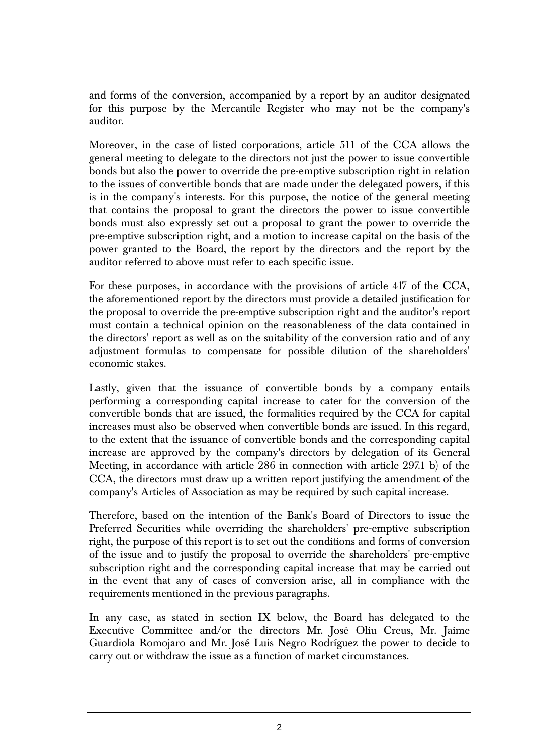and forms of the conversion, accompanied by a report by an auditor designated for this purpose by the Mercantile Register who may not be the company's auditor.

Moreover, in the case of listed corporations, article 511 of the CCA allows the general meeting to delegate to the directors not just the power to issue convertible bonds but also the power to override the pre-emptive subscription right in relation to the issues of convertible bonds that are made under the delegated powers, if this is in the company's interests. For this purpose, the notice of the general meeting that contains the proposal to grant the directors the power to issue convertible bonds must also expressly set out a proposal to grant the power to override the pre-emptive subscription right, and a motion to increase capital on the basis of the power granted to the Board, the report by the directors and the report by the auditor referred to above must refer to each specific issue.

For these purposes, in accordance with the provisions of article 417 of the CCA, the aforementioned report by the directors must provide a detailed justification for the proposal to override the pre-emptive subscription right and the auditor's report must contain a technical opinion on the reasonableness of the data contained in the directors' report as well as on the suitability of the conversion ratio and of any adjustment formulas to compensate for possible dilution of the shareholders' economic stakes.

Lastly, given that the issuance of convertible bonds by a company entails performing a corresponding capital increase to cater for the conversion of the convertible bonds that are issued, the formalities required by the CCA for capital increases must also be observed when convertible bonds are issued. In this regard, to the extent that the issuance of convertible bonds and the corresponding capital increase are approved by the company's directors by delegation of its General Meeting, in accordance with article 286 in connection with article 297.1 b) of the CCA, the directors must draw up a written report justifying the amendment of the company's Articles of Association as may be required by such capital increase.

Therefore, based on the intention of the Bank's Board of Directors to issue the Preferred Securities while overriding the shareholders' pre-emptive subscription right, the purpose of this report is to set out the conditions and forms of conversion of the issue and to justify the proposal to override the shareholders' pre-emptive subscription right and the corresponding capital increase that may be carried out in the event that any of cases of conversion arise, all in compliance with the requirements mentioned in the previous paragraphs.

In any case, as stated in section IX below, the Board has delegated to the Executive Committee and/or the directors Mr. José Oliu Creus, Mr. Jaime Guardiola Romojaro and Mr. José Luis Negro Rodríguez the power to decide to carry out or withdraw the issue as a function of market circumstances.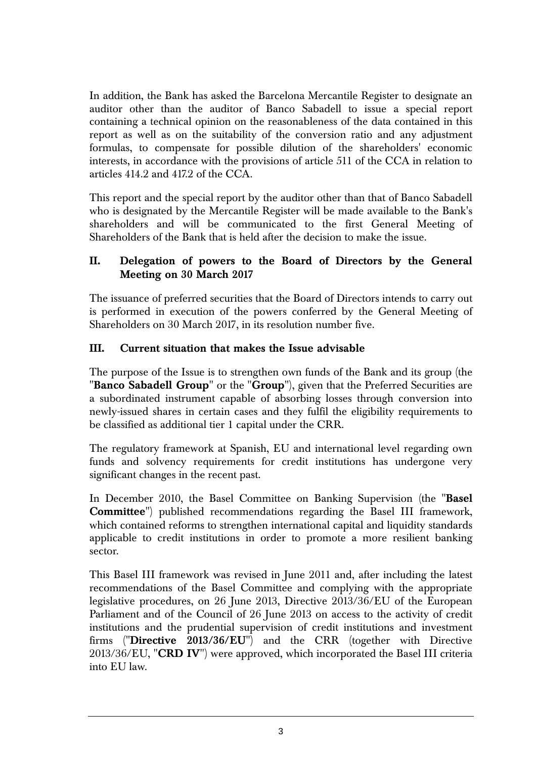In addition, the Bank has asked the Barcelona Mercantile Register to designate an auditor other than the auditor of Banco Sabadell to issue a special report containing a technical opinion on the reasonableness of the data contained in this report as well as on the suitability of the conversion ratio and any adjustment formulas, to compensate for possible dilution of the shareholders' economic interests, in accordance with the provisions of article 511 of the CCA in relation to articles 414.2 and 417.2 of the CCA.

This report and the special report by the auditor other than that of Banco Sabadell who is designated by the Mercantile Register will be made available to the Bank's shareholders and will be communicated to the first General Meeting of Shareholders of the Bank that is held after the decision to make the issue.

## II. Delegation of powers to the Board of Directors by the General Meeting on 30 March 2017

The issuance of preferred securities that the Board of Directors intends to carry out is performed in execution of the powers conferred by the General Meeting of Shareholders on 30 March 2017, in its resolution number five.

## III. Current situation that makes the Issue advisable

The purpose of the Issue is to strengthen own funds of the Bank and its group (the "**Banco Sabadell Group**" or the "**Group**"), given that the Preferred Securities are a subordinated instrument capable of absorbing losses through conversion into newly-issued shares in certain cases and they fulfil the eligibility requirements to be classified as additional tier 1 capital under the CRR.

The regulatory framework at Spanish, EU and international level regarding own funds and solvency requirements for credit institutions has undergone very significant changes in the recent past.

In December 2010, the Basel Committee on Banking Supervision (the "**Basel Committee**") published recommendations regarding the Basel III framework, which contained reforms to strengthen international capital and liquidity standards applicable to credit institutions in order to promote a more resilient banking sector.

This Basel III framework was revised in June 2011 and, after including the latest recommendations of the Basel Committee and complying with the appropriate legislative procedures, on 26 June 2013, Directive 2013/36/EU of the European Parliament and of the Council of 26 June 2013 on access to the activity of credit institutions and the prudential supervision of credit institutions and investment firms ("**Directive 2013/36/EU**") and the CRR (together with Directive 2013/36/EU, "**CRD IV**") were approved, which incorporated the Basel III criteria into EU law.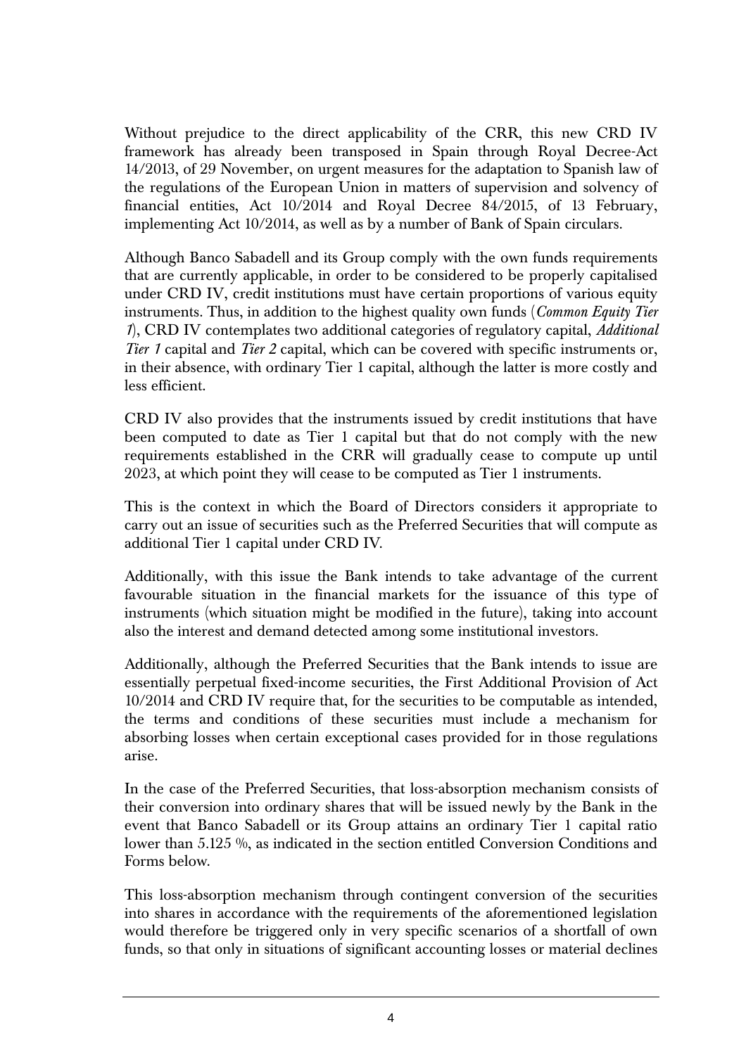Without prejudice to the direct applicability of the CRR, this new CRD IV framework has already been transposed in Spain through Royal Decree-Act 14/2013, of 29 November, on urgent measures for the adaptation to Spanish law of the regulations of the European Union in matters of supervision and solvency of financial entities, Act 10/2014 and Royal Decree 84/2015, of 13 February, implementing Act 10/2014, as well as by a number of Bank of Spain circulars.

Although Banco Sabadell and its Group comply with the own funds requirements that are currently applicable, in order to be considered to be properly capitalised under CRD IV, credit institutions must have certain proportions of various equity instruments. Thus, in addition to the highest quality own funds (*Common Equity Tier 1*), CRD IV contemplates two additional categories of regulatory capital, *Additional Tier 1* capital and *Tier 2* capital, which can be covered with specific instruments or, in their absence, with ordinary Tier 1 capital, although the latter is more costly and less efficient.

CRD IV also provides that the instruments issued by credit institutions that have been computed to date as Tier 1 capital but that do not comply with the new requirements established in the CRR will gradually cease to compute up until 2023, at which point they will cease to be computed as Tier 1 instruments.

This is the context in which the Board of Directors considers it appropriate to carry out an issue of securities such as the Preferred Securities that will compute as additional Tier 1 capital under CRD IV.

Additionally, with this issue the Bank intends to take advantage of the current favourable situation in the financial markets for the issuance of this type of instruments (which situation might be modified in the future), taking into account also the interest and demand detected among some institutional investors.

Additionally, although the Preferred Securities that the Bank intends to issue are essentially perpetual fixed-income securities, the First Additional Provision of Act 10/2014 and CRD IV require that, for the securities to be computable as intended, the terms and conditions of these securities must include a mechanism for absorbing losses when certain exceptional cases provided for in those regulations arise.

In the case of the Preferred Securities, that loss-absorption mechanism consists of their conversion into ordinary shares that will be issued newly by the Bank in the event that Banco Sabadell or its Group attains an ordinary Tier 1 capital ratio lower than 5.125 %, as indicated in the section entitled Conversion Conditions and Forms below.

This loss-absorption mechanism through contingent conversion of the securities into shares in accordance with the requirements of the aforementioned legislation would therefore be triggered only in very specific scenarios of a shortfall of own funds, so that only in situations of significant accounting losses or material declines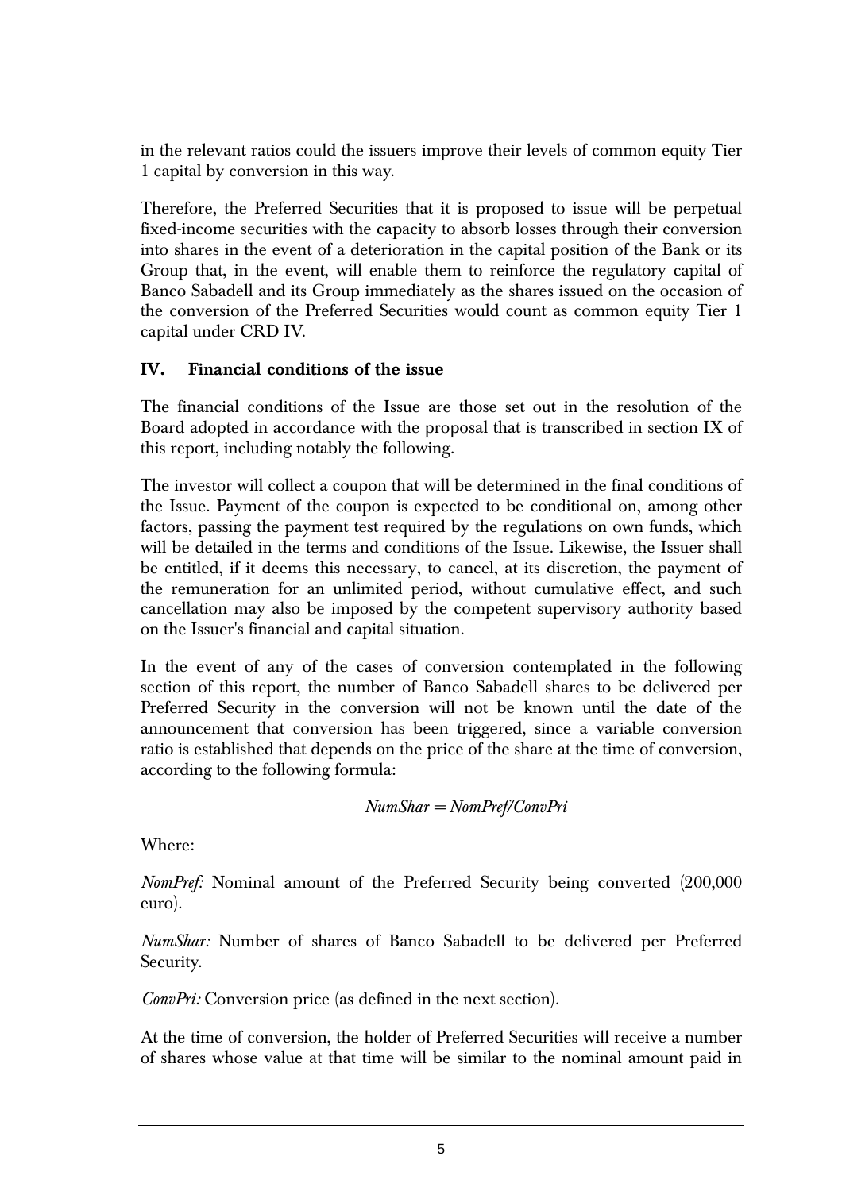in the relevant ratios could the issuers improve their levels of common equity Tier 1 capital by conversion in this way.

Therefore, the Preferred Securities that it is proposed to issue will be perpetual fixed-income securities with the capacity to absorb losses through their conversion into shares in the event of a deterioration in the capital position of the Bank or its Group that, in the event, will enable them to reinforce the regulatory capital of Banco Sabadell and its Group immediately as the shares issued on the occasion of the conversion of the Preferred Securities would count as common equity Tier 1 capital under CRD IV.

## IV. Financial conditions of the issue

The financial conditions of the Issue are those set out in the resolution of the Board adopted in accordance with the proposal that is transcribed in section IX of this report, including notably the following.

The investor will collect a coupon that will be determined in the final conditions of the Issue. Payment of the coupon is expected to be conditional on, among other factors, passing the payment test required by the regulations on own funds, which will be detailed in the terms and conditions of the Issue. Likewise, the Issuer shall be entitled, if it deems this necessary, to cancel, at its discretion, the payment of the remuneration for an unlimited period, without cumulative effect, and such cancellation may also be imposed by the competent supervisory authority based on the Issuer's financial and capital situation.

In the event of any of the cases of conversion contemplated in the following section of this report, the number of Banco Sabadell shares to be delivered per Preferred Security in the conversion will not be known until the date of the announcement that conversion has been triggered, since a variable conversion ratio is established that depends on the price of the share at the time of conversion, according to the following formula:

$$NumShar = NomPref/ConvPri$$

Where:

*NomPref:* Nominal amount of the Preferred Security being converted (200,000 euro).

*NumShar:* Number of shares of Banco Sabadell to be delivered per Preferred Security.

*ConvPri:* Conversion price (as defined in the next section).

At the time of conversion, the holder of Preferred Securities will receive a number of shares whose value at that time will be similar to the nominal amount paid in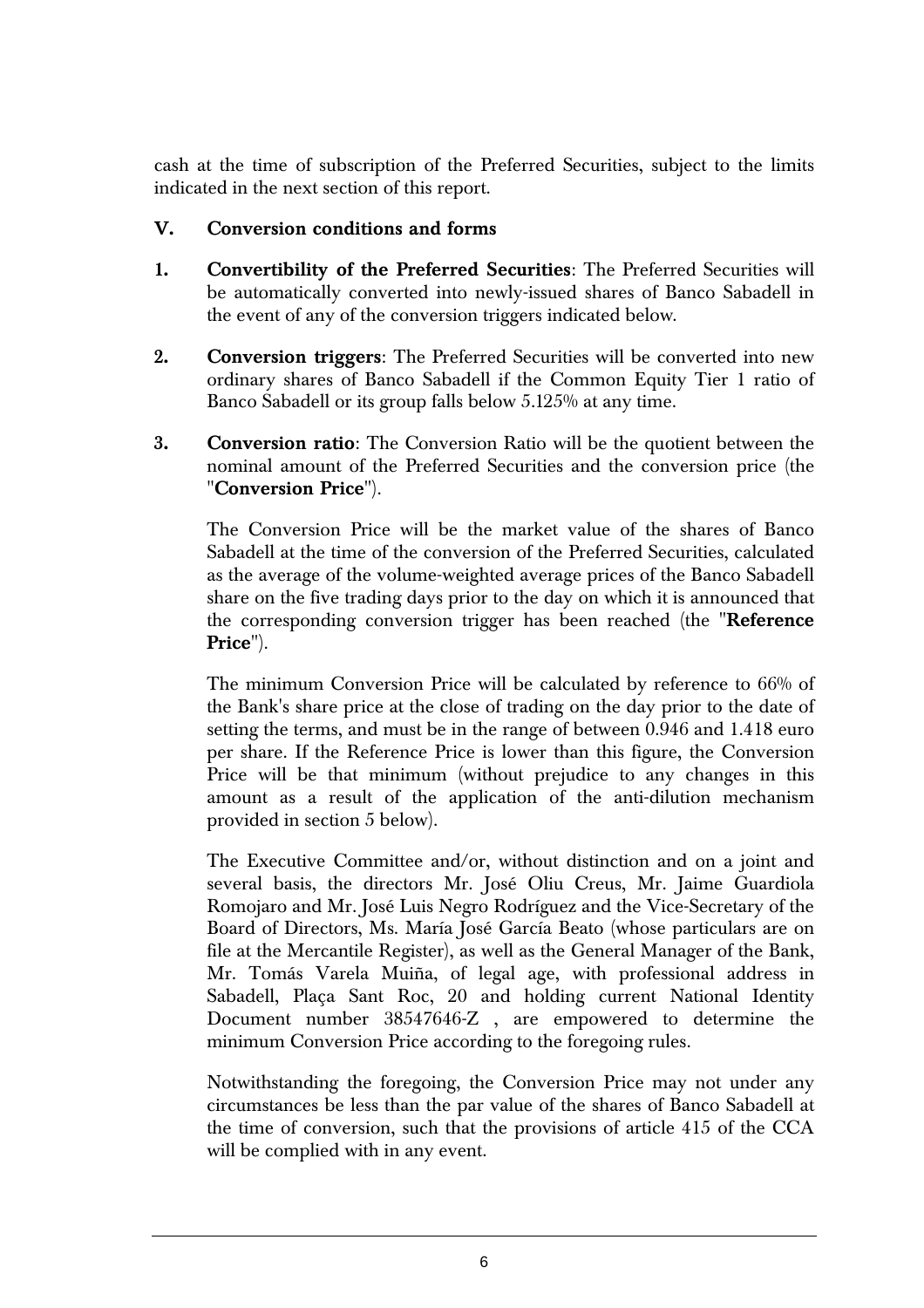cash at the time of subscription of the Preferred Securities, subject to the limits indicated in the next section of this report.

## V. Conversion conditions and forms

1. **Convertibility of the Preferred Securities**: The Preferred Securities will be automatically converted into newly-issued shares of Banco Sabadell in the event of any of the conversion triggers indicated below.

2. **Conversion triggers**: The Preferred Securities will be converted into new ordinary shares of Banco Sabadell if the Common Equity Tier 1 ratio of Banco Sabadell or its group falls below 5.125% at any time.

3. **Conversion ratio**: The Conversion Ratio will be the quotient between the nominal amount of the Preferred Securities and the conversion price (the "**Conversion Price**").

   The Conversion Price will be the market value of the shares of Banco Sabadell at the time of the conversion of the Preferred Securities, calculated as the average of the volume-weighted average prices of the Banco Sabadell share on the five trading days prior to the day on which it is announced that the corresponding conversion trigger has been reached (the "**Reference Price**").

   The minimum Conversion Price will be calculated by reference to 66% of the Bank's share price at the close of trading on the day prior to the date of setting the terms, and must be in the range of between 0.946 and 1.418 euro per share. If the Reference Price is lower than this figure, the Conversion Price will be that minimum (without prejudice to any changes in this amount as a result of the application of the anti-dilution mechanism provided in section 5 below).

   The Executive Committee and/or, without distinction and on a joint and several basis, the directors Mr. José Oliu Creus, Mr. Jaime Guardiola Romojaro and Mr. José Luis Negro Rodríguez and the Vice-Secretary of the Board of Directors, Ms. María José García Beato (whose particulars are on file at the Mercantile Register), as well as the General Manager of the Bank, Mr. Tomás Varela Muiña, of legal age, with professional address in Sabadell, Plaça Sant Roc, 20 and holding current National Identity Document number 38547646-Z , are empowered to determine the minimum Conversion Price according to the foregoing rules.

   Notwithstanding the foregoing, the Conversion Price may not under any circumstances be less than the par value of the shares of Banco Sabadell at the time of conversion, such that the provisions of article 415 of the CCA will be complied with in any event.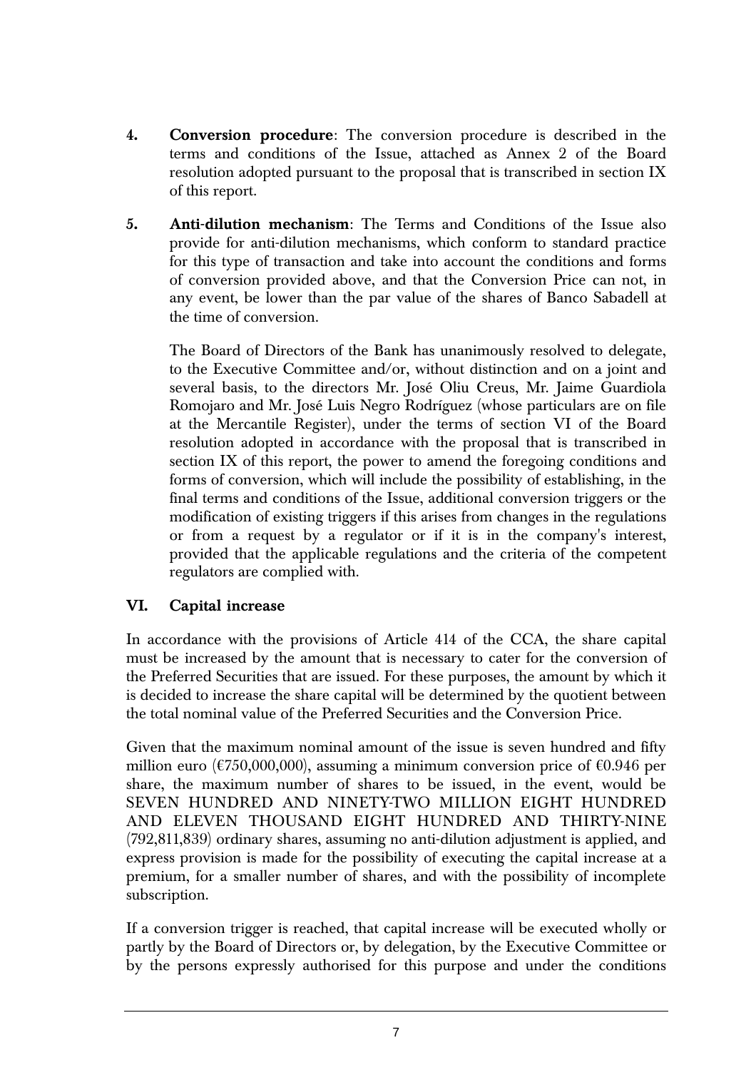4. **Conversion procedure**: The conversion procedure is described in the terms and conditions of the Issue, attached as Annex 2 of the Board resolution adopted pursuant to the proposal that is transcribed in section IX of this report.

5. **Anti-dilution mechanism**: The Terms and Conditions of the Issue also provide for anti-dilution mechanisms, which conform to standard practice for this type of transaction and take into account the conditions and forms of conversion provided above, and that the Conversion Price can not, in any event, be lower than the par value of the shares of Banco Sabadell at the time of conversion.

   The Board of Directors of the Bank has unanimously resolved to delegate, to the Executive Committee and/or, without distinction and on a joint and several basis, to the directors Mr. José Oliu Creus, Mr. Jaime Guardiola Romojaro and Mr. José Luis Negro Rodríguez (whose particulars are on file at the Mercantile Register), under the terms of section VI of the Board resolution adopted in accordance with the proposal that is transcribed in section IX of this report, the power to amend the foregoing conditions and forms of conversion, which will include the possibility of establishing, in the final terms and conditions of the Issue, additional conversion triggers or the modification of existing triggers if this arises from changes in the regulations or from a request by a regulator or if it is in the company's interest, provided that the applicable regulations and the criteria of the competent regulators are complied with.

## VI. Capital increase

In accordance with the provisions of Article 414 of the CCA, the share capital must be increased by the amount that is necessary to cater for the conversion of the Preferred Securities that are issued. For these purposes, the amount by which it is decided to increase the share capital will be determined by the quotient between the total nominal value of the Preferred Securities and the Conversion Price.

Given that the maximum nominal amount of the issue is seven hundred and fifty million euro (€750,000,000), assuming a minimum conversion price of €0.946 per share, the maximum number of shares to be issued, in the event, would be SEVEN HUNDRED AND NINETY-TWO MILLION EIGHT HUNDRED AND ELEVEN THOUSAND EIGHT HUNDRED AND THIRTY-NINE (792,811,839) ordinary shares, assuming no anti-dilution adjustment is applied, and express provision is made for the possibility of executing the capital increase at a premium, for a smaller number of shares, and with the possibility of incomplete subscription.

If a conversion trigger is reached, that capital increase will be executed wholly or partly by the Board of Directors or, by delegation, by the Executive Committee or by the persons expressly authorised for this purpose and under the conditions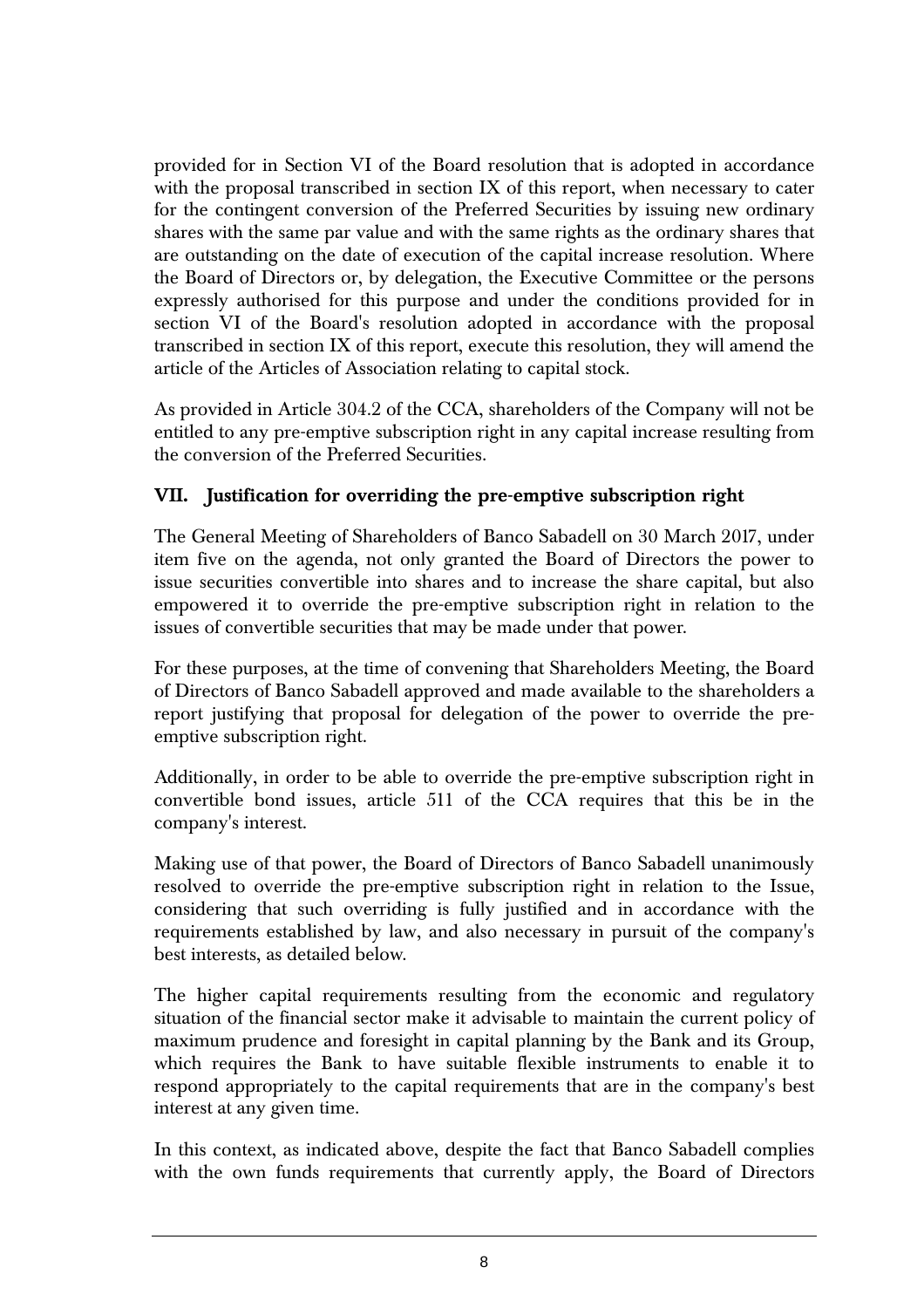provided for in Section VI of the Board resolution that is adopted in accordance with the proposal transcribed in section IX of this report, when necessary to cater for the contingent conversion of the Preferred Securities by issuing new ordinary shares with the same par value and with the same rights as the ordinary shares that are outstanding on the date of execution of the capital increase resolution. Where the Board of Directors or, by delegation, the Executive Committee or the persons expressly authorised for this purpose and under the conditions provided for in section VI of the Board's resolution adopted in accordance with the proposal transcribed in section IX of this report, execute this resolution, they will amend the article of the Articles of Association relating to capital stock.

As provided in Article 304.2 of the CCA, shareholders of the Company will not be entitled to any pre-emptive subscription right in any capital increase resulting from the conversion of the Preferred Securities.

## VII. Justification for overriding the pre-emptive subscription right

The General Meeting of Shareholders of Banco Sabadell on 30 March 2017, under item five on the agenda, not only granted the Board of Directors the power to issue securities convertible into shares and to increase the share capital, but also empowered it to override the pre-emptive subscription right in relation to the issues of convertible securities that may be made under that power.

For these purposes, at the time of convening that Shareholders Meeting, the Board of Directors of Banco Sabadell approved and made available to the shareholders a report justifying that proposal for delegation of the power to override the pre-emptive subscription right.

Additionally, in order to be able to override the pre-emptive subscription right in convertible bond issues, article 511 of the CCA requires that this be in the company's interest.

Making use of that power, the Board of Directors of Banco Sabadell unanimously resolved to override the pre-emptive subscription right in relation to the Issue, considering that such overriding is fully justified and in accordance with the requirements established by law, and also necessary in pursuit of the company's best interests, as detailed below.

The higher capital requirements resulting from the economic and regulatory situation of the financial sector make it advisable to maintain the current policy of maximum prudence and foresight in capital planning by the Bank and its Group, which requires the Bank to have suitable flexible instruments to enable it to respond appropriately to the capital requirements that are in the company's best interest at any given time.

In this context, as indicated above, despite the fact that Banco Sabadell complies with the own funds requirements that currently apply, the Board of Directors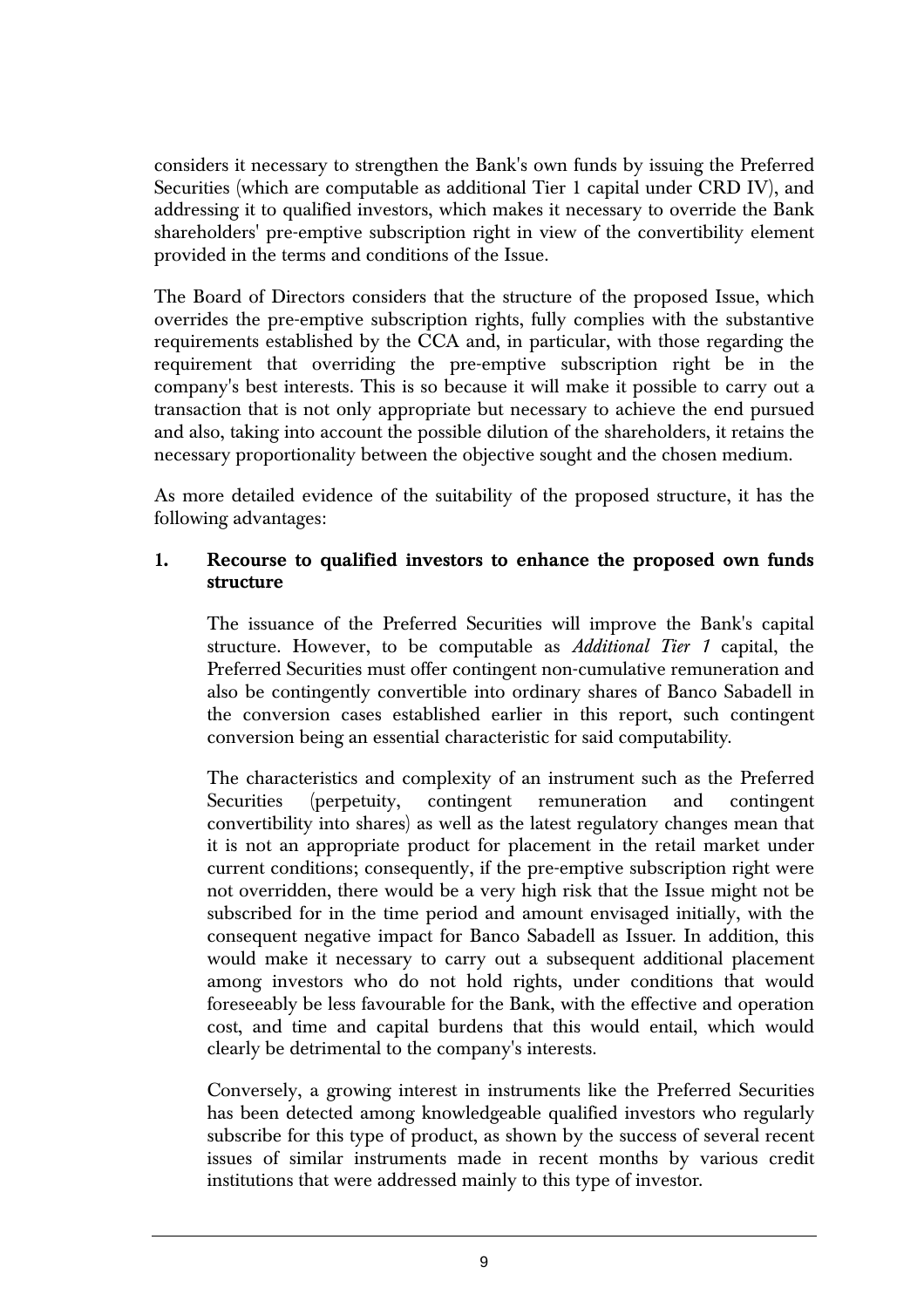considers it necessary to strengthen the Bank's own funds by issuing the Preferred Securities (which are computable as additional Tier 1 capital under CRD IV), and addressing it to qualified investors, which makes it necessary to override the Bank shareholders' pre-emptive subscription right in view of the convertibility element provided in the terms and conditions of the Issue.

The Board of Directors considers that the structure of the proposed Issue, which overrides the pre-emptive subscription rights, fully complies with the substantive requirements established by the CCA and, in particular, with those regarding the requirement that overriding the pre-emptive subscription right be in the company's best interests. This is so because it will make it possible to carry out a transaction that is not only appropriate but necessary to achieve the end pursued and also, taking into account the possible dilution of the shareholders, it retains the necessary proportionality between the objective sought and the chosen medium.

As more detailed evidence of the suitability of the proposed structure, it has the following advantages:

**1. Recourse to qualified investors to enhance the proposed own funds structure**

The issuance of the Preferred Securities will improve the Bank's capital structure. However, to be computable as *Additional Tier 1* capital, the Preferred Securities must offer contingent non-cumulative remuneration and also be contingently convertible into ordinary shares of Banco Sabadell in the conversion cases established earlier in this report, such contingent conversion being an essential characteristic for said computability.

The characteristics and complexity of an instrument such as the Preferred Securities (perpetuity, contingent remuneration and contingent convertibility into shares) as well as the latest regulatory changes mean that it is not an appropriate product for placement in the retail market under current conditions; consequently, if the pre-emptive subscription right were not overridden, there would be a very high risk that the Issue might not be subscribed for in the time period and amount envisaged initially, with the consequent negative impact for Banco Sabadell as Issuer. In addition, this would make it necessary to carry out a subsequent additional placement among investors who do not hold rights, under conditions that would foreseeably be less favourable for the Bank, with the effective and operation cost, and time and capital burdens that this would entail, which would clearly be detrimental to the company's interests.

Conversely, a growing interest in instruments like the Preferred Securities has been detected among knowledgeable qualified investors who regularly subscribe for this type of product, as shown by the success of several recent issues of similar instruments made in recent months by various credit institutions that were addressed mainly to this type of investor.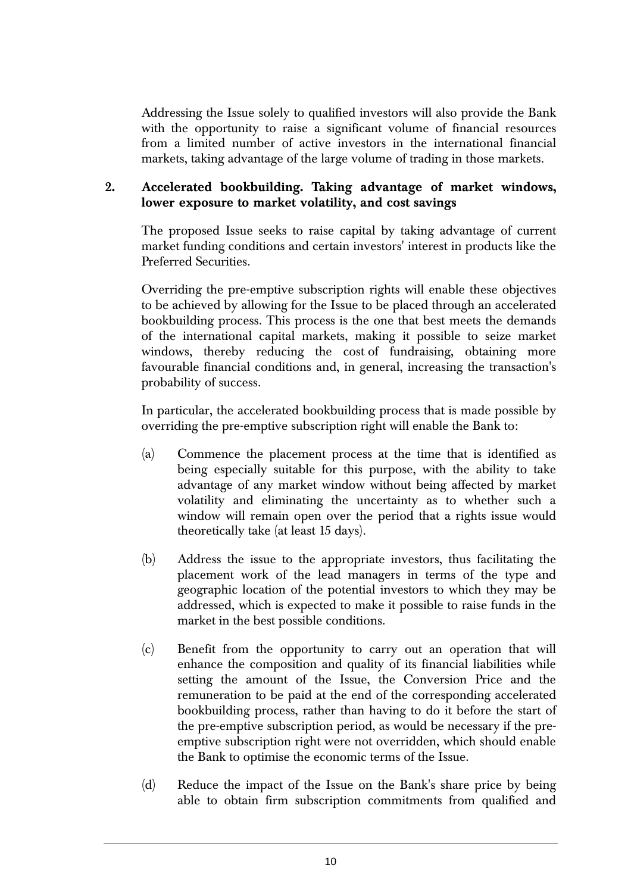Addressing the Issue solely to qualified investors will also provide the Bank with the opportunity to raise a significant volume of financial resources from a limited number of active investors in the international financial markets, taking advantage of the large volume of trading in those markets.

## 2. Accelerated bookbuilding. Taking advantage of market windows, lower exposure to market volatility, and cost savings

The proposed Issue seeks to raise capital by taking advantage of current market funding conditions and certain investors' interest in products like the Preferred Securities.

Overriding the pre-emptive subscription rights will enable these objectives to be achieved by allowing for the Issue to be placed through an accelerated bookbuilding process. This process is the one that best meets the demands of the international capital markets, making it possible to seize market windows, thereby reducing the cost of fundraising, obtaining more favourable financial conditions and, in general, increasing the transaction's probability of success.

In particular, the accelerated bookbuilding process that is made possible by overriding the pre-emptive subscription right will enable the Bank to:

(a) Commence the placement process at the time that is identified as being especially suitable for this purpose, with the ability to take advantage of any market window without being affected by market volatility and eliminating the uncertainty as to whether such a window will remain open over the period that a rights issue would theoretically take (at least 15 days).

(b) Address the issue to the appropriate investors, thus facilitating the placement work of the lead managers in terms of the type and geographic location of the potential investors to which they may be addressed, which is expected to make it possible to raise funds in the market in the best possible conditions.

(c) Benefit from the opportunity to carry out an operation that will enhance the composition and quality of its financial liabilities while setting the amount of the Issue, the Conversion Price and the remuneration to be paid at the end of the corresponding accelerated bookbuilding process, rather than having to do it before the start of the pre-emptive subscription period, as would be necessary if the pre-emptive subscription right were not overridden, which should enable the Bank to optimise the economic terms of the Issue.

(d) Reduce the impact of the Issue on the Bank's share price by being able to obtain firm subscription commitments from qualified and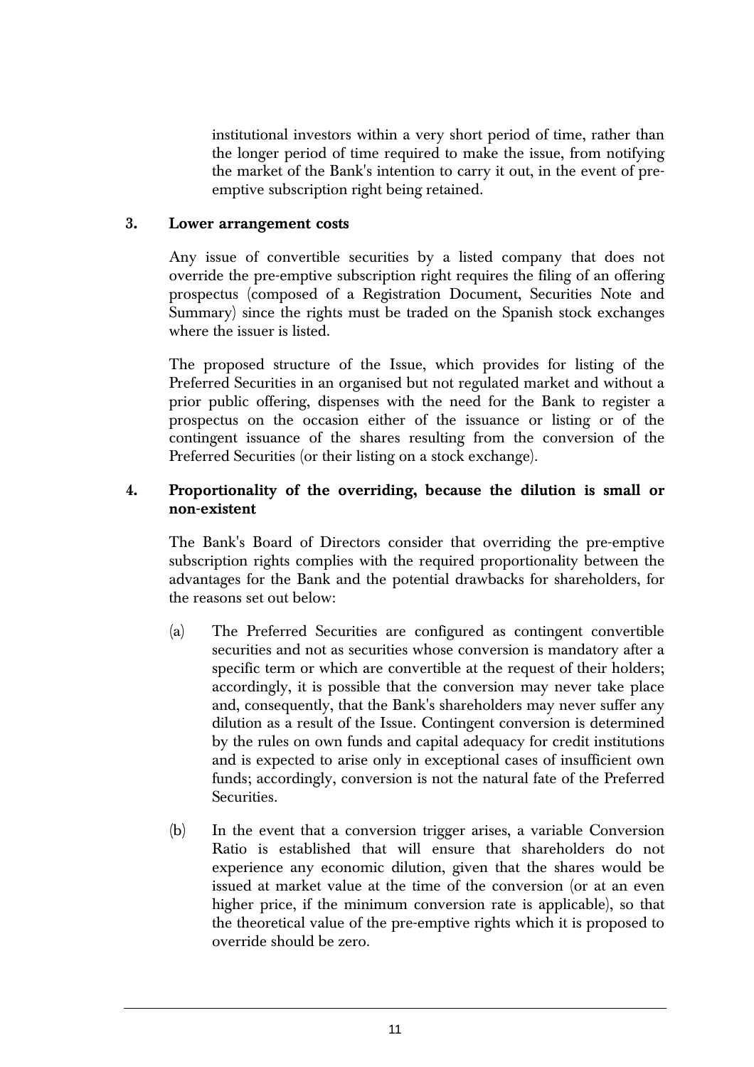institutional investors within a very short period of time, rather than the longer period of time required to make the issue, from notifying the market of the Bank's intention to carry it out, in the event of pre-emptive subscription right being retained.

### 3. Lower arrangement costs

Any issue of convertible securities by a listed company that does not override the pre-emptive subscription right requires the filing of an offering prospectus (composed of a Registration Document, Securities Note and Summary) since the rights must be traded on the Spanish stock exchanges where the issuer is listed.

The proposed structure of the Issue, which provides for listing of the Preferred Securities in an organised but not regulated market and without a prior public offering, dispenses with the need for the Bank to register a prospectus on the occasion either of the issuance or listing or of the contingent issuance of the shares resulting from the conversion of the Preferred Securities (or their listing on a stock exchange).

### 4. Proportionality of the overriding, because the dilution is small or non-existent

The Bank's Board of Directors consider that overriding the pre-emptive subscription rights complies with the required proportionality between the advantages for the Bank and the potential drawbacks for shareholders, for the reasons set out below:

(a) The Preferred Securities are configured as contingent convertible securities and not as securities whose conversion is mandatory after a specific term or which are convertible at the request of their holders; accordingly, it is possible that the conversion may never take place and, consequently, that the Bank's shareholders may never suffer any dilution as a result of the Issue. Contingent conversion is determined by the rules on own funds and capital adequacy for credit institutions and is expected to arise only in exceptional cases of insufficient own funds; accordingly, conversion is not the natural fate of the Preferred Securities.

(b) In the event that a conversion trigger arises, a variable Conversion Ratio is established that will ensure that shareholders do not experience any economic dilution, given that the shares would be issued at market value at the time of the conversion (or at an even higher price, if the minimum conversion rate is applicable), so that the theoretical value of the pre-emptive rights which it is proposed to override should be zero.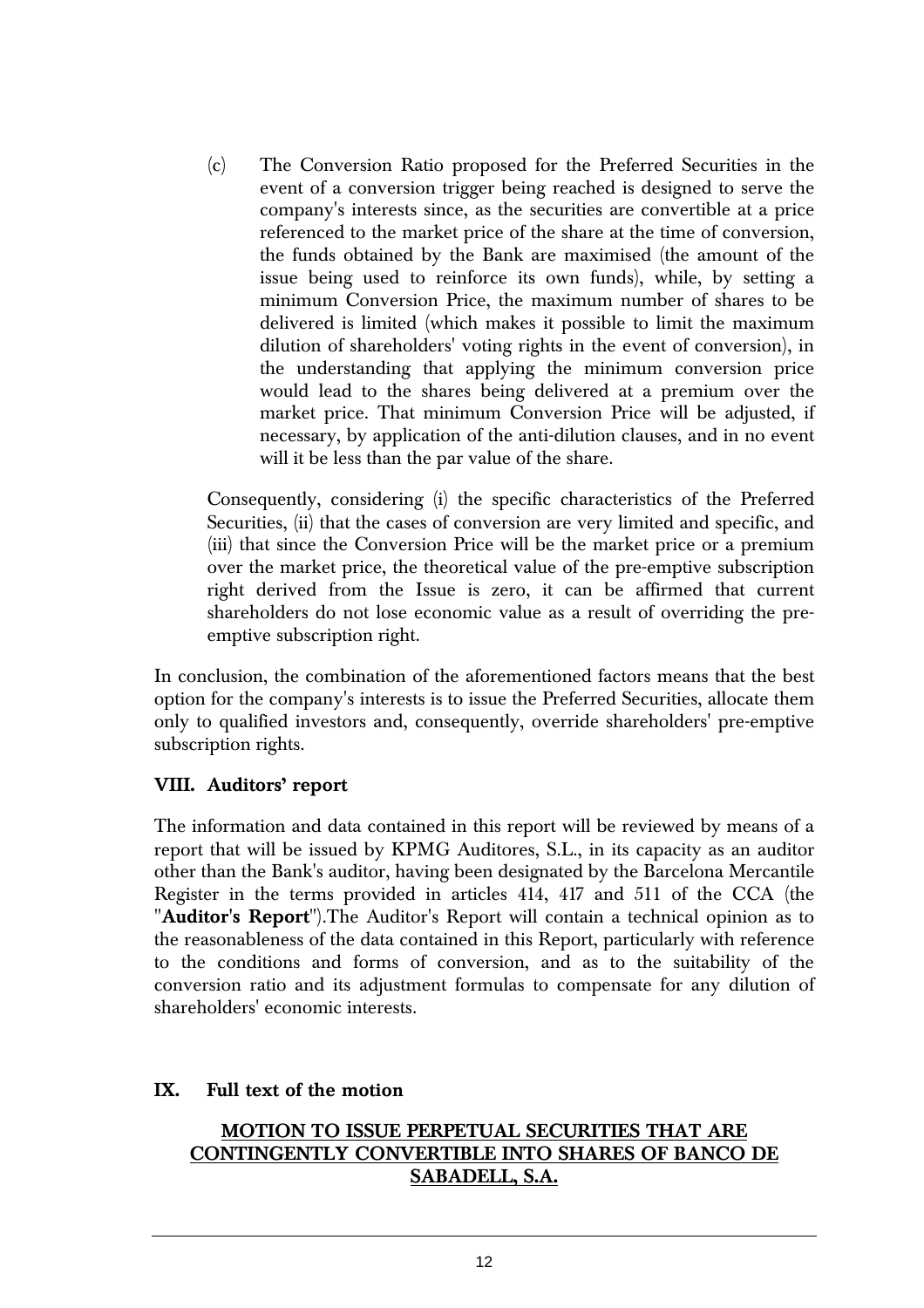(c) The Conversion Ratio proposed for the Preferred Securities in the event of a conversion trigger being reached is designed to serve the company's interests since, as the securities are convertible at a price referenced to the market price of the share at the time of conversion, the funds obtained by the Bank are maximised (the amount of the issue being used to reinforce its own funds), while, by setting a minimum Conversion Price, the maximum number of shares to be delivered is limited (which makes it possible to limit the maximum dilution of shareholders' voting rights in the event of conversion), in the understanding that applying the minimum conversion price would lead to the shares being delivered at a premium over the market price. That minimum Conversion Price will be adjusted, if necessary, by application of the anti-dilution clauses, and in no event will it be less than the par value of the share.

Consequently, considering (i) the specific characteristics of the Preferred Securities, (ii) that the cases of conversion are very limited and specific, and (iii) that since the Conversion Price will be the market price or a premium over the market price, the theoretical value of the pre-emptive subscription right derived from the Issue is zero, it can be affirmed that current shareholders do not lose economic value as a result of overriding the pre-emptive subscription right.

In conclusion, the combination of the aforementioned factors means that the best option for the company's interests is to issue the Preferred Securities, allocate them only to qualified investors and, consequently, override shareholders' pre-emptive subscription rights.

## VIII. Auditors' report

The information and data contained in this report will be reviewed by means of a report that will be issued by KPMG Auditores, S.L., in its capacity as an auditor other than the Bank's auditor, having been designated by the Barcelona Mercantile Register in the terms provided in articles 414, 417 and 511 of the CCA (the "**Auditor's Report**").The Auditor's Report will contain a technical opinion as to the reasonableness of the data contained in this Report, particularly with reference to the conditions and forms of conversion, and as to the suitability of the conversion ratio and its adjustment formulas to compensate for any dilution of shareholders' economic interests.

## IX. Full text of the motion

**MOTION TO ISSUE PERPETUAL SECURITIES THAT ARE CONTINGENTLY CONVERTIBLE INTO SHARES OF BANCO DE SABADELL, S.A.**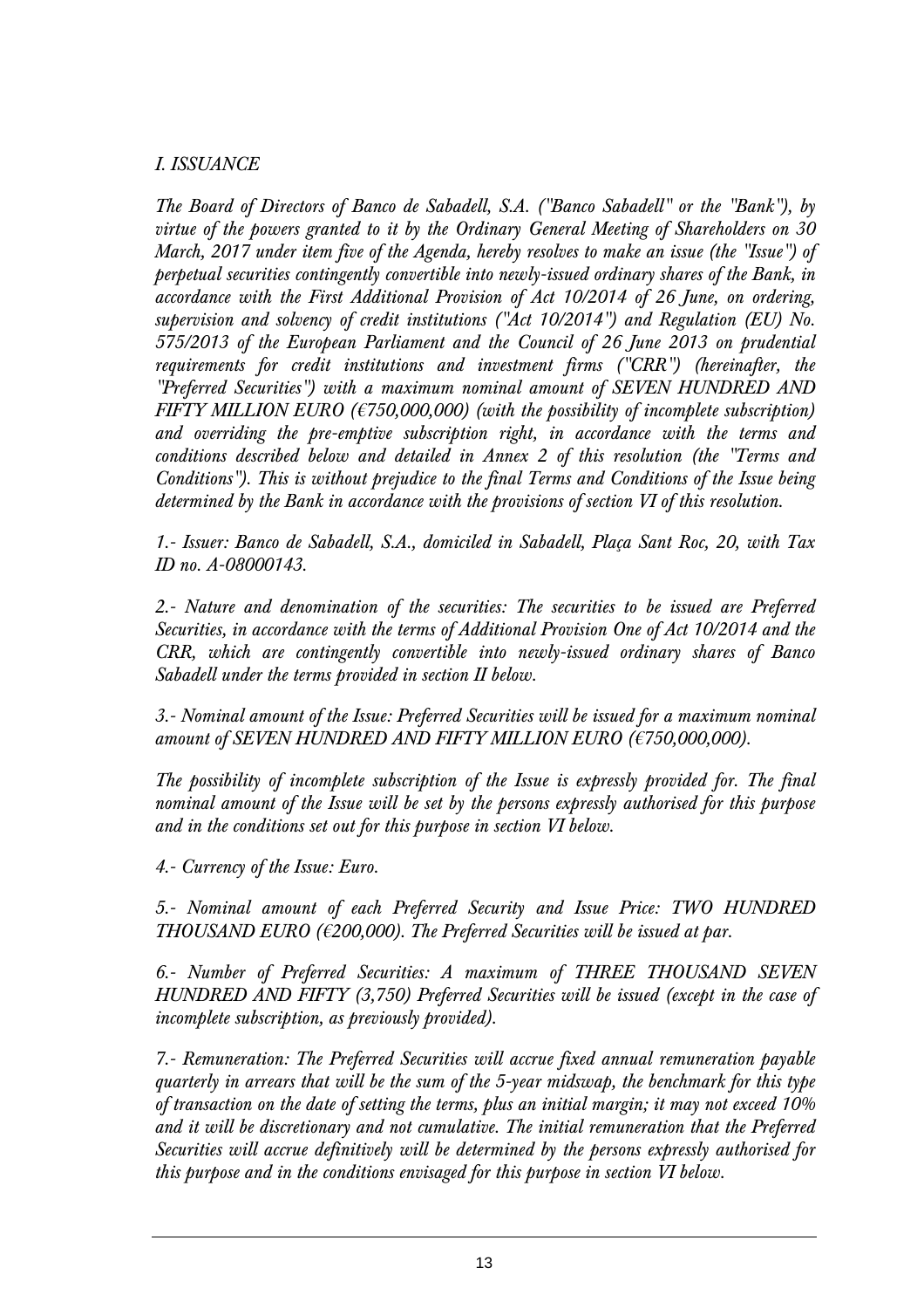*I. ISSUANCE*

*The Board of Directors of Banco de Sabadell, S.A. ("Banco Sabadell" or the "Bank"), by virtue of the powers granted to it by the Ordinary General Meeting of Shareholders on 30 March, 2017 under item five of the Agenda, hereby resolves to make an issue (the "Issue") of perpetual securities contingently convertible into newly-issued ordinary shares of the Bank, in accordance with the First Additional Provision of Act 10/2014 of 26 June, on ordering, supervision and solvency of credit institutions ("Act 10/2014") and Regulation (EU) No. 575/2013 of the European Parliament and the Council of 26 June 2013 on prudential requirements for credit institutions and investment firms ("CRR") (hereinafter, the "Preferred Securities") with a maximum nominal amount of SEVEN HUNDRED AND FIFTY MILLION EURO (€750,000,000) (with the possibility of incomplete subscription) and overriding the pre-emptive subscription right, in accordance with the terms and conditions described below and detailed in Annex 2 of this resolution (the "Terms and Conditions"). This is without prejudice to the final Terms and Conditions of the Issue being determined by the Bank in accordance with the provisions of section VI of this resolution.*

*1.- Issuer: Banco de Sabadell, S.A., domiciled in Sabadell, Plaça Sant Roc, 20, with Tax ID no. A-08000143.*

*2.- Nature and denomination of the securities: The securities to be issued are Preferred Securities, in accordance with the terms of Additional Provision One of Act 10/2014 and the CRR, which are contingently convertible into newly-issued ordinary shares of Banco Sabadell under the terms provided in section II below.*

*3.- Nominal amount of the Issue: Preferred Securities will be issued for a maximum nominal amount of SEVEN HUNDRED AND FIFTY MILLION EURO (€750,000,000).*

*The possibility of incomplete subscription of the Issue is expressly provided for. The final nominal amount of the Issue will be set by the persons expressly authorised for this purpose and in the conditions set out for this purpose in section VI below.*

*4.- Currency of the Issue: Euro.*

*5.- Nominal amount of each Preferred Security and Issue Price: TWO HUNDRED THOUSAND EURO (€200,000). The Preferred Securities will be issued at par.*

*6.- Number of Preferred Securities: A maximum of THREE THOUSAND SEVEN HUNDRED AND FIFTY (3,750) Preferred Securities will be issued (except in the case of incomplete subscription, as previously provided).*

*7.- Remuneration: The Preferred Securities will accrue fixed annual remuneration payable quarterly in arrears that will be the sum of the 5-year midswap, the benchmark for this type of transaction on the date of setting the terms, plus an initial margin; it may not exceed 10% and it will be discretionary and not cumulative. The initial remuneration that the Preferred Securities will accrue definitively will be determined by the persons expressly authorised for this purpose and in the conditions envisaged for this purpose in section VI below.*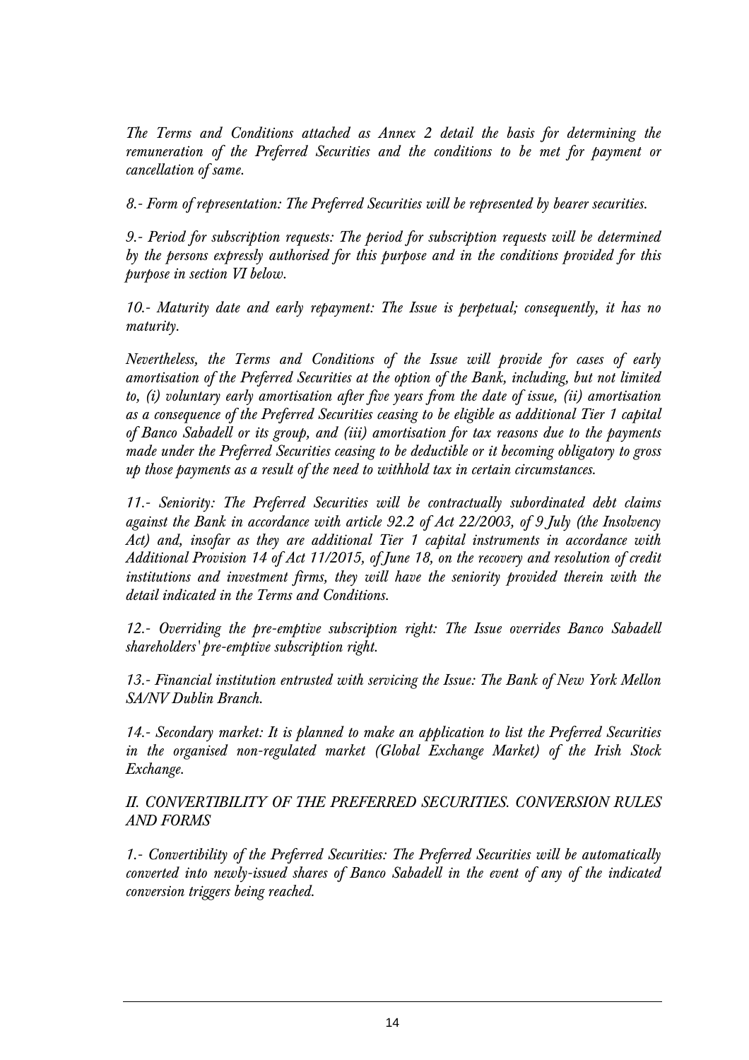*The Terms and Conditions attached as Annex 2 detail the basis for determining the remuneration of the Preferred Securities and the conditions to be met for payment or cancellation of same.*

*8.- Form of representation: The Preferred Securities will be represented by bearer securities.*

*9.- Period for subscription requests: The period for subscription requests will be determined by the persons expressly authorised for this purpose and in the conditions provided for this purpose in section VI below.*

*10.- Maturity date and early repayment: The Issue is perpetual; consequently, it has no maturity.*

*Nevertheless, the Terms and Conditions of the Issue will provide for cases of early amortisation of the Preferred Securities at the option of the Bank, including, but not limited to, (i) voluntary early amortisation after five years from the date of issue, (ii) amortisation as a consequence of the Preferred Securities ceasing to be eligible as additional Tier 1 capital of Banco Sabadell or its group, and (iii) amortisation for tax reasons due to the payments made under the Preferred Securities ceasing to be deductible or it becoming obligatory to gross up those payments as a result of the need to withhold tax in certain circumstances.*

*11.- Seniority: The Preferred Securities will be contractually subordinated debt claims against the Bank in accordance with article 92.2 of Act 22/2003, of 9 July (the Insolvency Act) and, insofar as they are additional Tier 1 capital instruments in accordance with Additional Provision 14 of Act 11/2015, of June 18, on the recovery and resolution of credit institutions and investment firms, they will have the seniority provided therein with the detail indicated in the Terms and Conditions.*

*12.- Overriding the pre-emptive subscription right: The Issue overrides Banco Sabadell shareholders' pre-emptive subscription right.*

*13.- Financial institution entrusted with servicing the Issue: The Bank of New York Mellon SA/NV Dublin Branch.*

*14.- Secondary market: It is planned to make an application to list the Preferred Securities in the organised non-regulated market (Global Exchange Market) of the Irish Stock Exchange.*

*II. CONVERTIBILITY OF THE PREFERRED SECURITIES. CONVERSION RULES AND FORMS*

*1.- Convertibility of the Preferred Securities: The Preferred Securities will be automatically converted into newly-issued shares of Banco Sabadell in the event of any of the indicated conversion triggers being reached.*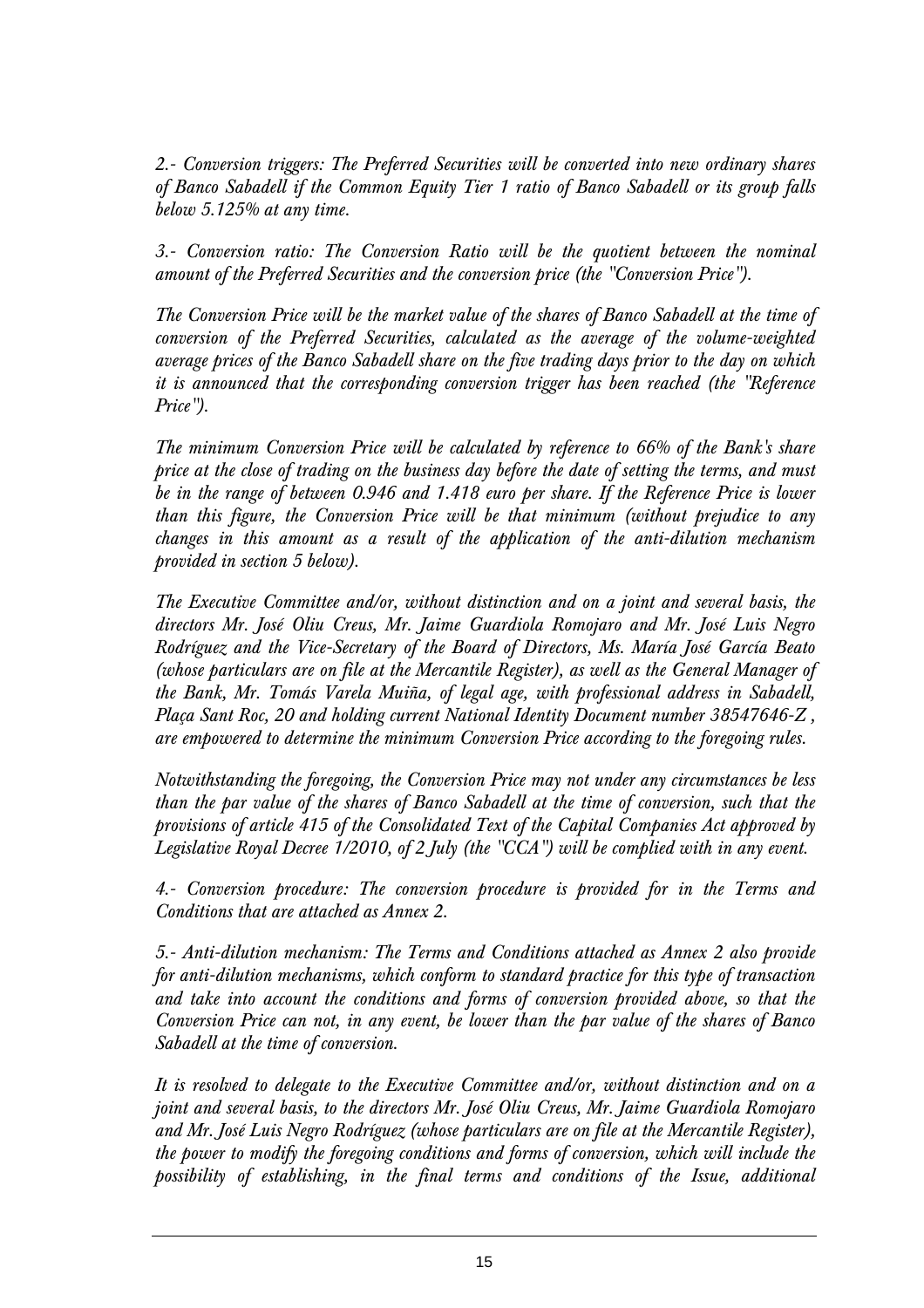*2.- Conversion triggers: The Preferred Securities will be converted into new ordinary shares of Banco Sabadell if the Common Equity Tier 1 ratio of Banco Sabadell or its group falls below 5.125% at any time.*

*3.- Conversion ratio: The Conversion Ratio will be the quotient between the nominal amount of the Preferred Securities and the conversion price (the "Conversion Price").*

*The Conversion Price will be the market value of the shares of Banco Sabadell at the time of conversion of the Preferred Securities, calculated as the average of the volume-weighted average prices of the Banco Sabadell share on the five trading days prior to the day on which it is announced that the corresponding conversion trigger has been reached (the "Reference Price").*

*The minimum Conversion Price will be calculated by reference to 66% of the Bank's share price at the close of trading on the business day before the date of setting the terms, and must be in the range of between 0.946 and 1.418 euro per share. If the Reference Price is lower than this figure, the Conversion Price will be that minimum (without prejudice to any changes in this amount as a result of the application of the anti-dilution mechanism provided in section 5 below).*

*The Executive Committee and/or, without distinction and on a joint and several basis, the directors Mr. José Oliu Creus, Mr. Jaime Guardiola Romojaro and Mr. José Luis Negro Rodríguez and the Vice-Secretary of the Board of Directors, Ms. María José García Beato (whose particulars are on file at the Mercantile Register), as well as the General Manager of the Bank, Mr. Tomás Varela Muiña, of legal age, with professional address in Sabadell, Plaça Sant Roc, 20 and holding current National Identity Document number 38547646-Z , are empowered to determine the minimum Conversion Price according to the foregoing rules.*

*Notwithstanding the foregoing, the Conversion Price may not under any circumstances be less than the par value of the shares of Banco Sabadell at the time of conversion, such that the provisions of article 415 of the Consolidated Text of the Capital Companies Act approved by Legislative Royal Decree 1/2010, of 2 July (the "CCA") will be complied with in any event.*

*4.- Conversion procedure: The conversion procedure is provided for in the Terms and Conditions that are attached as Annex 2.*

*5.- Anti-dilution mechanism: The Terms and Conditions attached as Annex 2 also provide for anti-dilution mechanisms, which conform to standard practice for this type of transaction and take into account the conditions and forms of conversion provided above, so that the Conversion Price can not, in any event, be lower than the par value of the shares of Banco Sabadell at the time of conversion.*

*It is resolved to delegate to the Executive Committee and/or, without distinction and on a joint and several basis, to the directors Mr. José Oliu Creus, Mr. Jaime Guardiola Romojaro and Mr. José Luis Negro Rodríguez (whose particulars are on file at the Mercantile Register), the power to modify the foregoing conditions and forms of conversion, which will include the possibility of establishing, in the final terms and conditions of the Issue, additional*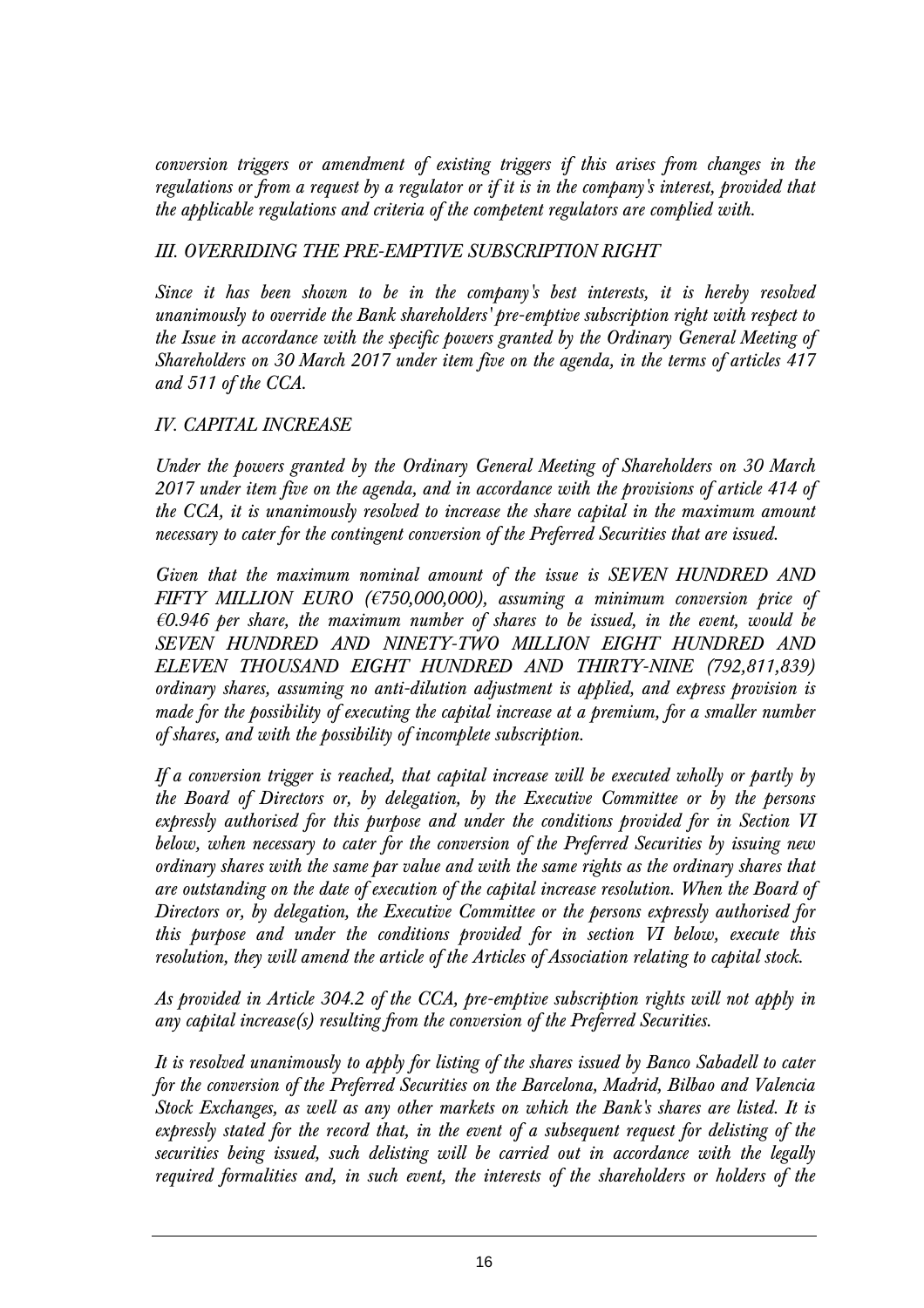*conversion triggers or amendment of existing triggers if this arises from changes in the regulations or from a request by a regulator or if it is in the company's interest, provided that the applicable regulations and criteria of the competent regulators are complied with.*

*III. OVERRIDING THE PRE-EMPTIVE SUBSCRIPTION RIGHT*

*Since it has been shown to be in the company's best interests, it is hereby resolved unanimously to override the Bank shareholders' pre-emptive subscription right with respect to the Issue in accordance with the specific powers granted by the Ordinary General Meeting of Shareholders on 30 March 2017 under item five on the agenda, in the terms of articles 417 and 511 of the CCA.*

*IV. CAPITAL INCREASE*

*Under the powers granted by the Ordinary General Meeting of Shareholders on 30 March 2017 under item five on the agenda, and in accordance with the provisions of article 414 of the CCA, it is unanimously resolved to increase the share capital in the maximum amount necessary to cater for the contingent conversion of the Preferred Securities that are issued.*

*Given that the maximum nominal amount of the issue is SEVEN HUNDRED AND FIFTY MILLION EURO (€750,000,000), assuming a minimum conversion price of €0.946 per share, the maximum number of shares to be issued, in the event, would be SEVEN HUNDRED AND NINETY-TWO MILLION EIGHT HUNDRED AND ELEVEN THOUSAND EIGHT HUNDRED AND THIRTY-NINE (792,811,839) ordinary shares, assuming no anti-dilution adjustment is applied, and express provision is made for the possibility of executing the capital increase at a premium, for a smaller number of shares, and with the possibility of incomplete subscription.*

*If a conversion trigger is reached, that capital increase will be executed wholly or partly by the Board of Directors or, by delegation, by the Executive Committee or by the persons expressly authorised for this purpose and under the conditions provided for in Section VI below, when necessary to cater for the conversion of the Preferred Securities by issuing new ordinary shares with the same par value and with the same rights as the ordinary shares that are outstanding on the date of execution of the capital increase resolution. When the Board of Directors or, by delegation, the Executive Committee or the persons expressly authorised for this purpose and under the conditions provided for in section VI below, execute this resolution, they will amend the article of the Articles of Association relating to capital stock.*

*As provided in Article 304.2 of the CCA, pre-emptive subscription rights will not apply in any capital increase(s) resulting from the conversion of the Preferred Securities.*

*It is resolved unanimously to apply for listing of the shares issued by Banco Sabadell to cater for the conversion of the Preferred Securities on the Barcelona, Madrid, Bilbao and Valencia Stock Exchanges, as well as any other markets on which the Bank's shares are listed. It is expressly stated for the record that, in the event of a subsequent request for delisting of the securities being issued, such delisting will be carried out in accordance with the legally required formalities and, in such event, the interests of the shareholders or holders of the*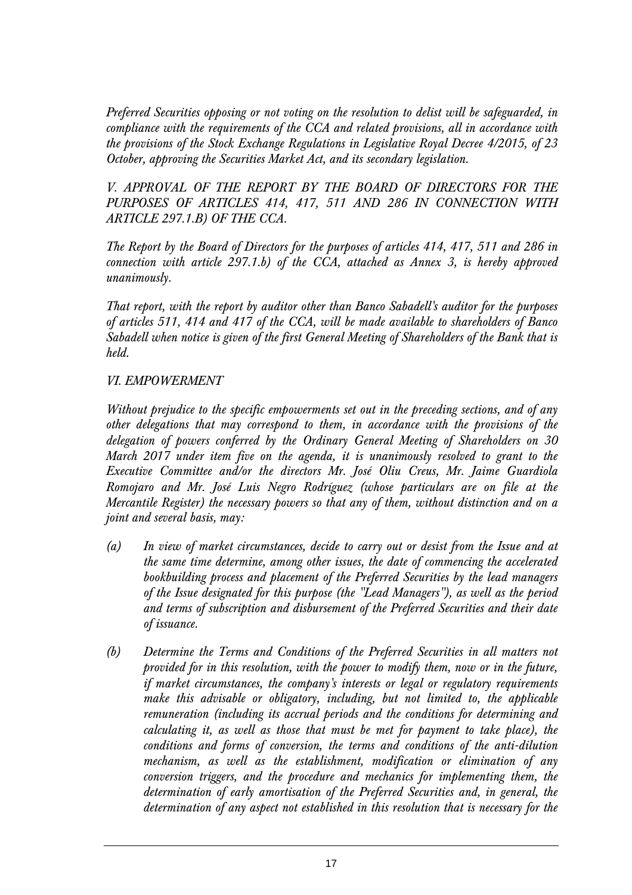*Preferred Securities opposing or not voting on the resolution to delist will be safeguarded, in compliance with the requirements of the CCA and related provisions, all in accordance with the provisions of the Stock Exchange Regulations in Legislative Royal Decree 4/2015, of 23 October, approving the Securities Market Act, and its secondary legislation.*

*V. APPROVAL OF THE REPORT BY THE BOARD OF DIRECTORS FOR THE PURPOSES OF ARTICLES 414, 417, 511 AND 286 IN CONNECTION WITH ARTICLE 297.1.B) OF THE CCA.*

*The Report by the Board of Directors for the purposes of articles 414, 417, 511 and 286 in connection with article 297.1.b) of the CCA, attached as Annex 3, is hereby approved unanimously.*

*That report, with the report by auditor other than Banco Sabadell's auditor for the purposes of articles 511, 414 and 417 of the CCA, will be made available to shareholders of Banco Sabadell when notice is given of the first General Meeting of Shareholders of the Bank that is held.*

*VI. EMPOWERMENT*

*Without prejudice to the specific empowerments set out in the preceding sections, and of any other delegations that may correspond to them, in accordance with the provisions of the delegation of powers conferred by the Ordinary General Meeting of Shareholders on 30 March 2017 under item five on the agenda, it is unanimously resolved to grant to the Executive Committee and/or the directors Mr. José Oliu Creus, Mr. Jaime Guardiola Romojaro and Mr. José Luis Negro Rodríguez (whose particulars are on file at the Mercantile Register) the necessary powers so that any of them, without distinction and on a joint and several basis, may:*

- *(a) In view of market circumstances, decide to carry out or desist from the Issue and at the same time determine, among other issues, the date of commencing the accelerated bookbuilding process and placement of the Preferred Securities by the lead managers of the Issue designated for this purpose (the "Lead Managers"), as well as the period and terms of subscription and disbursement of the Preferred Securities and their date of issuance.*

- *(b) Determine the Terms and Conditions of the Preferred Securities in all matters not provided for in this resolution, with the power to modify them, now or in the future, if market circumstances, the company's interests or legal or regulatory requirements make this advisable or obligatory, including, but not limited to, the applicable remuneration (including its accrual periods and the conditions for determining and calculating it, as well as those that must be met for payment to take place), the conditions and forms of conversion, the terms and conditions of the anti-dilution mechanism, as well as the establishment, modification or elimination of any conversion triggers, and the procedure and mechanics for implementing them, the determination of early amortisation of the Preferred Securities and, in general, the determination of any aspect not established in this resolution that is necessary for the*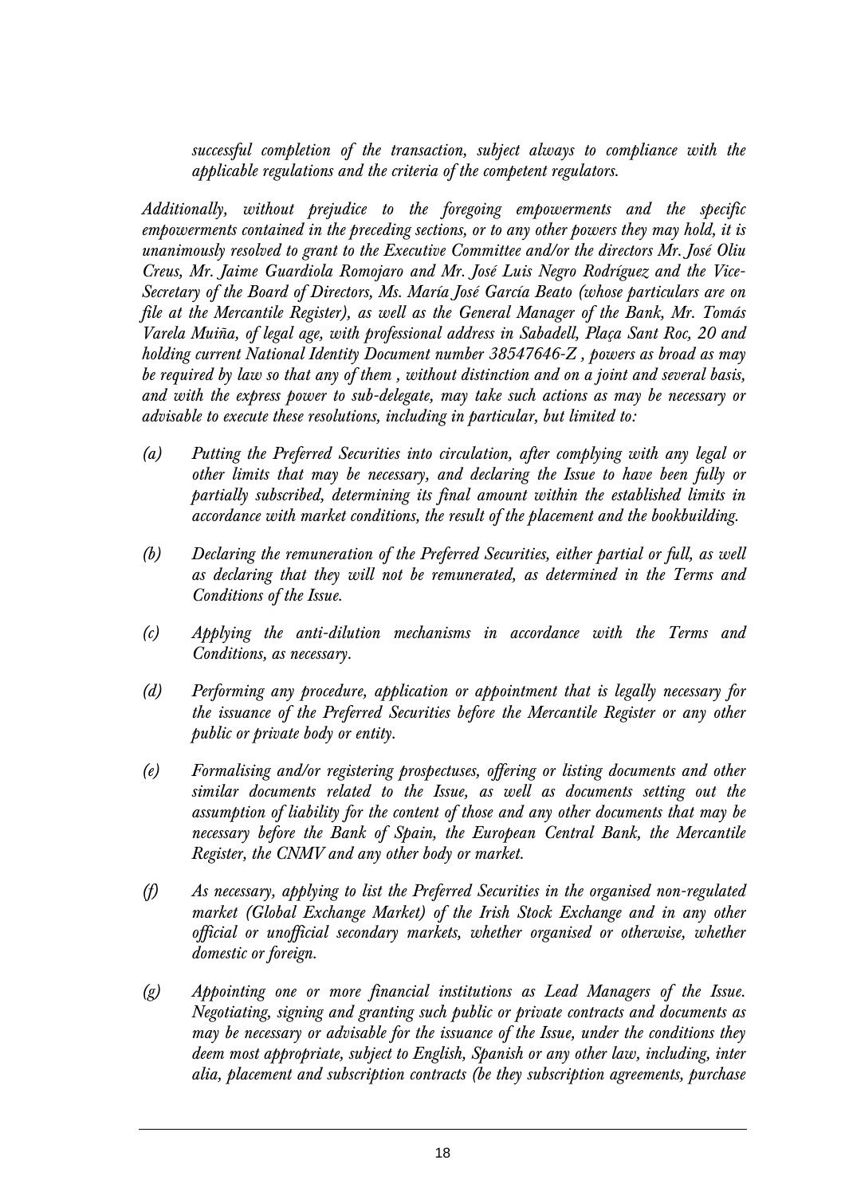*successful completion of the transaction, subject always to compliance with the applicable regulations and the criteria of the competent regulators.*

*Additionally, without prejudice to the foregoing empowerments and the specific empowerments contained in the preceding sections, or to any other powers they may hold, it is unanimously resolved to grant to the Executive Committee and/or the directors Mr. José Oliu Creus, Mr. Jaime Guardiola Romojaro and Mr. José Luis Negro Rodríguez and the Vice-Secretary of the Board of Directors, Ms. María José García Beato (whose particulars are on file at the Mercantile Register), as well as the General Manager of the Bank, Mr. Tomás Varela Muiña, of legal age, with professional address in Sabadell, Plaça Sant Roc, 20 and holding current National Identity Document number 38547646-Z , powers as broad as may be required by law so that any of them , without distinction and on a joint and several basis, and with the express power to sub-delegate, may take such actions as may be necessary or advisable to execute these resolutions, including in particular, but limited to:*

*(a) Putting the Preferred Securities into circulation, after complying with any legal or other limits that may be necessary, and declaring the Issue to have been fully or partially subscribed, determining its final amount within the established limits in accordance with market conditions, the result of the placement and the bookbuilding.*

*(b) Declaring the remuneration of the Preferred Securities, either partial or full, as well as declaring that they will not be remunerated, as determined in the Terms and Conditions of the Issue.*

*(c) Applying the anti-dilution mechanisms in accordance with the Terms and Conditions, as necessary.*

*(d) Performing any procedure, application or appointment that is legally necessary for the issuance of the Preferred Securities before the Mercantile Register or any other public or private body or entity.*

*(e) Formalising and/or registering prospectuses, offering or listing documents and other similar documents related to the Issue, as well as documents setting out the assumption of liability for the content of those and any other documents that may be necessary before the Bank of Spain, the European Central Bank, the Mercantile Register, the CNMV and any other body or market.*

*(f) As necessary, applying to list the Preferred Securities in the organised non-regulated market (Global Exchange Market) of the Irish Stock Exchange and in any other official or unofficial secondary markets, whether organised or otherwise, whether domestic or foreign.*

*(g) Appointing one or more financial institutions as Lead Managers of the Issue. Negotiating, signing and granting such public or private contracts and documents as may be necessary or advisable for the issuance of the Issue, under the conditions they deem most appropriate, subject to English, Spanish or any other law, including, inter alia, placement and subscription contracts (be they subscription agreements, purchase*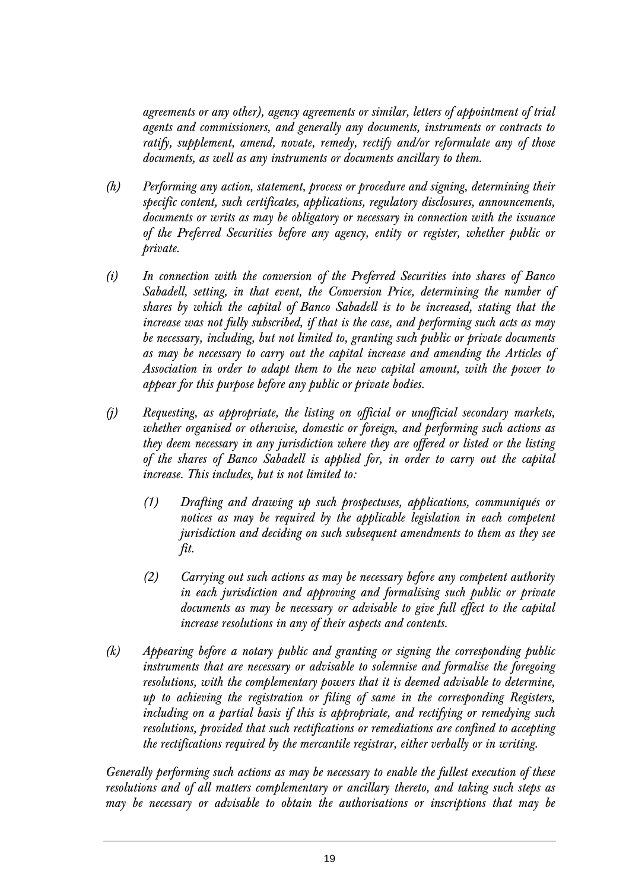*agreements or any other), agency agreements or similar, letters of appointment of trial agents and commissioners, and generally any documents, instruments or contracts to ratify, supplement, amend, novate, remedy, rectify and/or reformulate any of those documents, as well as any instruments or documents ancillary to them.*

*(h) Performing any action, statement, process or procedure and signing, determining their specific content, such certificates, applications, regulatory disclosures, announcements, documents or writs as may be obligatory or necessary in connection with the issuance of the Preferred Securities before any agency, entity or register, whether public or private.*

*(i) In connection with the conversion of the Preferred Securities into shares of Banco Sabadell, setting, in that event, the Conversion Price, determining the number of shares by which the capital of Banco Sabadell is to be increased, stating that the increase was not fully subscribed, if that is the case, and performing such acts as may be necessary, including, but not limited to, granting such public or private documents as may be necessary to carry out the capital increase and amending the Articles of Association in order to adapt them to the new capital amount, with the power to appear for this purpose before any public or private bodies.*

*(j) Requesting, as appropriate, the listing on official or unofficial secondary markets, whether organised or otherwise, domestic or foreign, and performing such actions as they deem necessary in any jurisdiction where they are offered or listed or the listing of the shares of Banco Sabadell is applied for, in order to carry out the capital increase. This includes, but is not limited to:*

*(1) Drafting and drawing up such prospectuses, applications, communiqués or notices as may be required by the applicable legislation in each competent jurisdiction and deciding on such subsequent amendments to them as they see fit.*

*(2) Carrying out such actions as may be necessary before any competent authority in each jurisdiction and approving and formalising such public or private documents as may be necessary or advisable to give full effect to the capital increase resolutions in any of their aspects and contents.*

*(k) Appearing before a notary public and granting or signing the corresponding public instruments that are necessary or advisable to solemnise and formalise the foregoing resolutions, with the complementary powers that it is deemed advisable to determine, up to achieving the registration or filing of same in the corresponding Registers, including on a partial basis if this is appropriate, and rectifying or remedying such resolutions, provided that such rectifications or remediations are confined to accepting the rectifications required by the mercantile registrar, either verbally or in writing.*

*Generally performing such actions as may be necessary to enable the fullest execution of these resolutions and of all matters complementary or ancillary thereto, and taking such steps as may be necessary or advisable to obtain the authorisations or inscriptions that may be*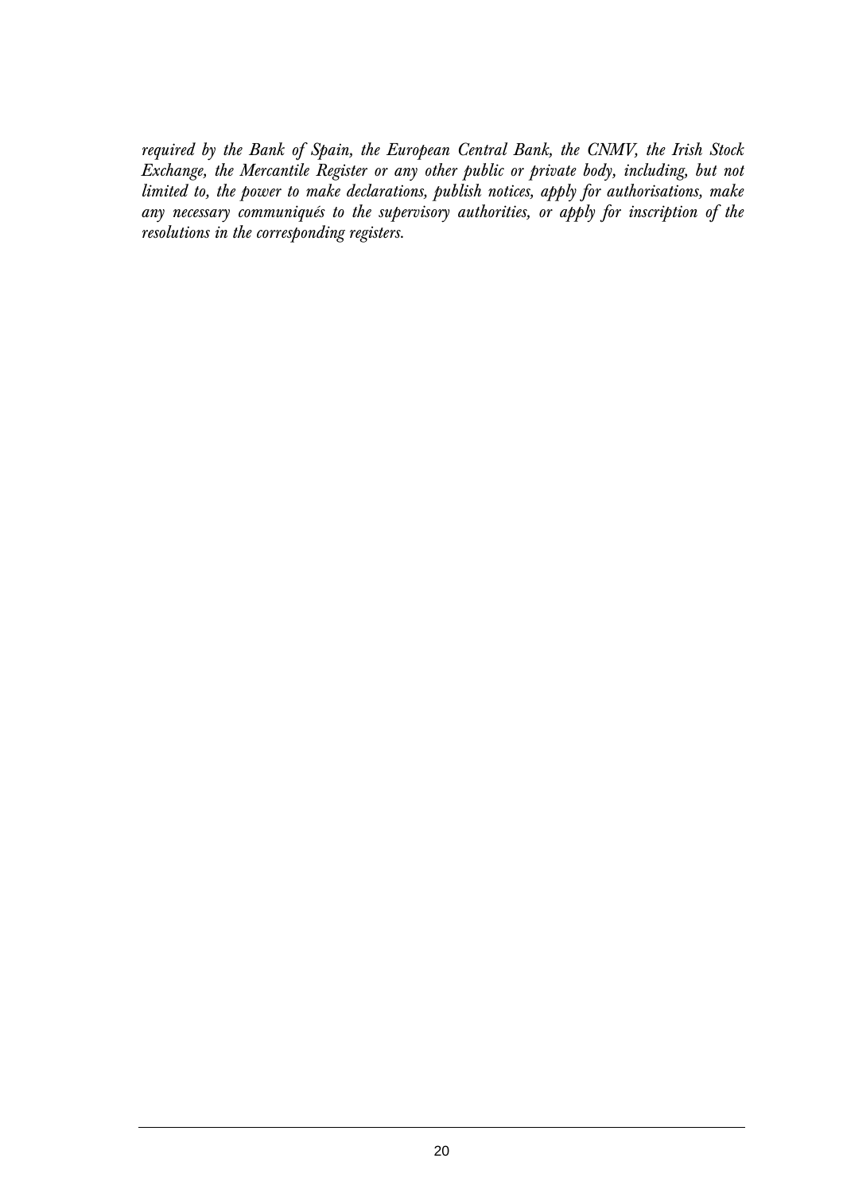*required by the Bank of Spain, the European Central Bank, the CNMV, the Irish Stock Exchange, the Mercantile Register or any other public or private body, including, but not limited to, the power to make declarations, publish notices, apply for authorisations, make any necessary communiqués to the supervisory authorities, or apply for inscription of the resolutions in the corresponding registers.*